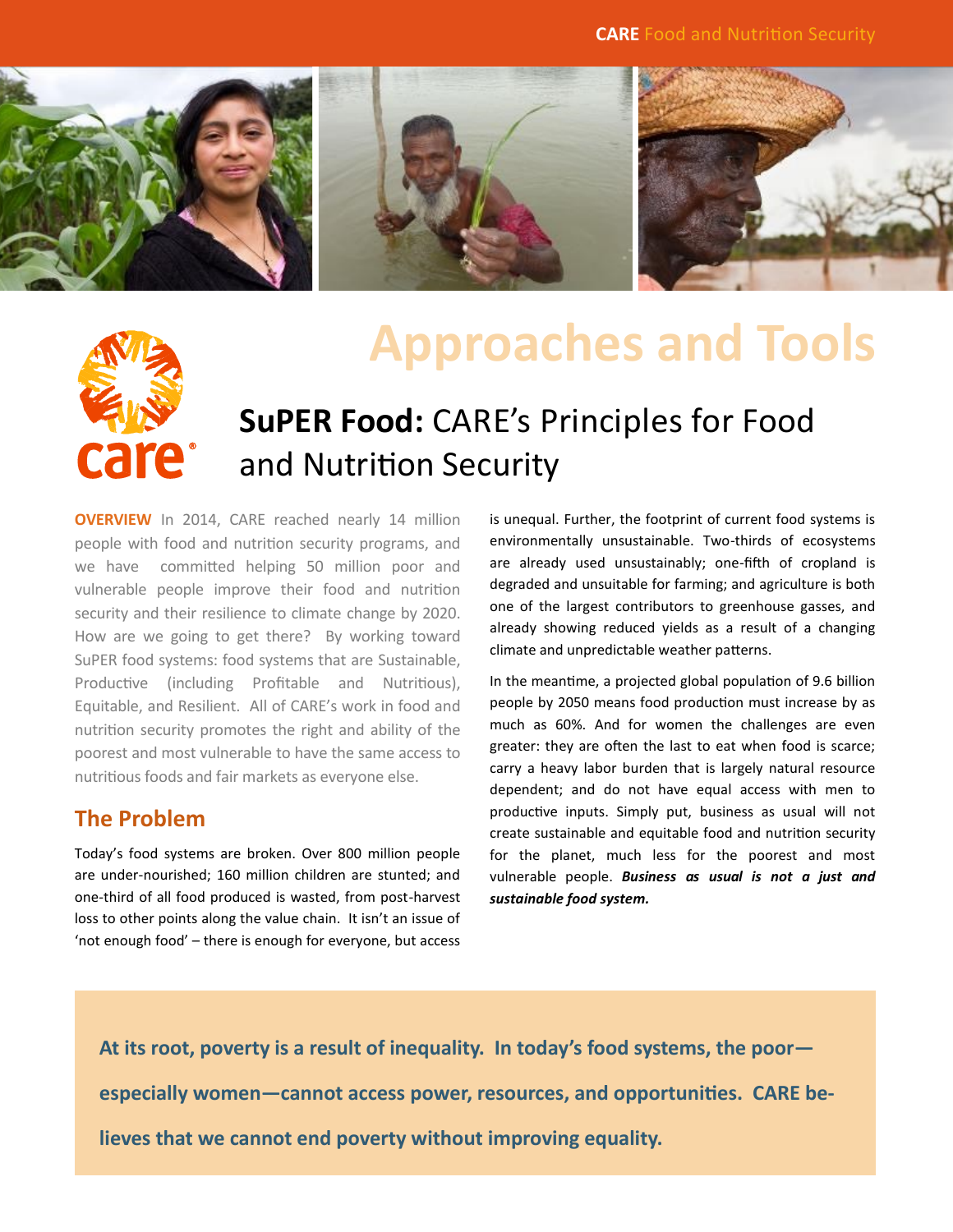# Approaches and Tools

## SuPER Food: CARE's Principles for Food and Nutrition Security

**OVERVIEW** In 2014, CARE reached nearly 14 million people with food and nutrition security programs, and we have committed helping 50 million poor and vulnerable people improve their food and nutrition security and their resilience to climate change by 2020. How are we going to get there? By working toward SuPER food systems: food systems that are Sustainable, Productive (including Profitable and Nutritious), Equitable, and Resilient. All of CARE's work in food and nutrition security promotes the right and ability of the poorest and most vulnerable to have the same access to nutritious foods and fair markets as everyone else.

### The Problem

Today's food systems are broken. Over 800 million people are under-nourished; 160 million children are stunted; and one-third of all food produced is wasted, from post-harvest loss to other points along the value chain. It isn't an issue of 'not enough food' – there is enough for everyone, but access is unequal. Further, the footprint of current food systems is environmentally unsustainable. Two-thirds of ecosystems are already used unsustainably; one-fifth of cropland is degraded and unsuitable for farming; and agriculture is both one of the largest contributors to greenhouse gasses, and already showing reduced yields as a result of a changing climate and unpredictable weather patterns.

In the meantime, a projected global population of 9.6 billion people by 2050 means food production must increase by as much as 60%. And for women the challenges are even greater: they are often the last to eat when food is scarce; carry a heavy labor burden that is largely natural resource dependent; and do not have equal access with men to productive inputs. Simply put, business as usual will not create sustainable and equitable food and nutrition security for the planet, much less for the poorest and most vulnerable people. ***Business as usual is not a just and sustainable food system.***

**At its root, poverty is a result of inequality. In today's food systems, the poor—especially women—cannot access power, resources, and opportunities. CARE believes that we cannot end poverty without improving equality.**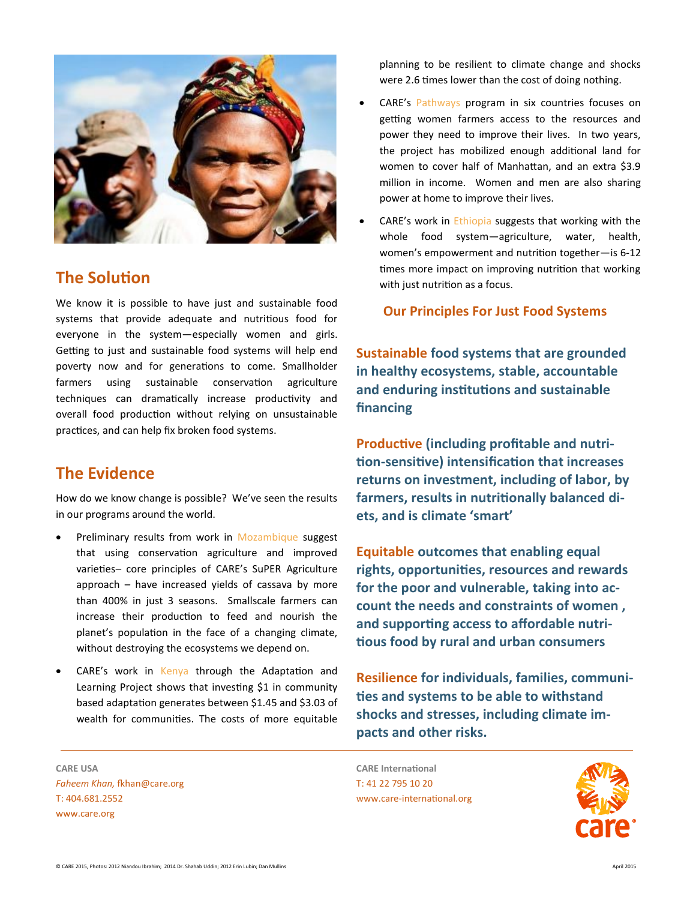## The Solution

We know it is possible to have just and sustainable food systems that provide adequate and nutritious food for everyone in the system—especially women and girls. Getting to just and sustainable food systems will help end poverty now and for generations to come. Smallholder farmers using sustainable conservation agriculture techniques can dramatically increase productivity and overall food production without relying on unsustainable practices, and can help fix broken food systems.

## The Evidence

How do we know change is possible? We've seen the results in our programs around the world.

- Preliminary results from work in Mozambique suggest that using conservation agriculture and improved varieties– core principles of CARE's SuPER Agriculture approach – have increased yields of cassava by more than 400% in just 3 seasons. Smallscale farmers can increase their production to feed and nourish the planet's population in the face of a changing climate, without destroying the ecosystems we depend on.
- CARE's work in Kenya through the Adaptation and Learning Project shows that investing $1 in community based adaptation generates between $1.45 and $3.03 of wealth for communities. The costs of more equitable planning to be resilient to climate change and shocks were 2.6 times lower than the cost of doing nothing.
- CARE's Pathways program in six countries focuses on getting women farmers access to the resources and power they need to improve their lives. In two years, the project has mobilized enough additional land for women to cover half of Manhattan, and an extra $3.9 million in income. Women and men are also sharing power at home to improve their lives.
- CARE's work in Ethiopia suggests that working with the whole food system—agriculture, water, health, women's empowerment and nutrition together—is 6-12 times more impact on improving nutrition that working with just nutrition as a focus.

## Our Principles For Just Food Systems

**Sustainable food systems that are grounded in healthy ecosystems, stable, accountable and enduring institutions and sustainable financing**

**Productive (including profitable and nutrition-sensitive) intensification that increases returns on investment, including of labor, by farmers, results in nutritionally balanced diets, and is climate 'smart'**

**Equitable outcomes that enabling equal rights, opportunities, resources and rewards for the poor and vulnerable, taking into account the needs and constraints of women , and supporting access to affordable nutritious food by rural and urban consumers**

**Resilience for individuals, families, communities and systems to be able to withstand shocks and stresses, including climate impacts and other risks.**

---

**CARE USA**
*Faheem Khan,* fkhan@care.org
T: 404.681.2552
www.care.org

**CARE International**
T: 41 22 795 10 20
www.care-international.org

care

© CARE 2015, Photos: 2012 Niandou Ibrahim; 2014 Dr. Shahab Uddin; 2012 Erin Lubin; Dan Mullins

April 2015